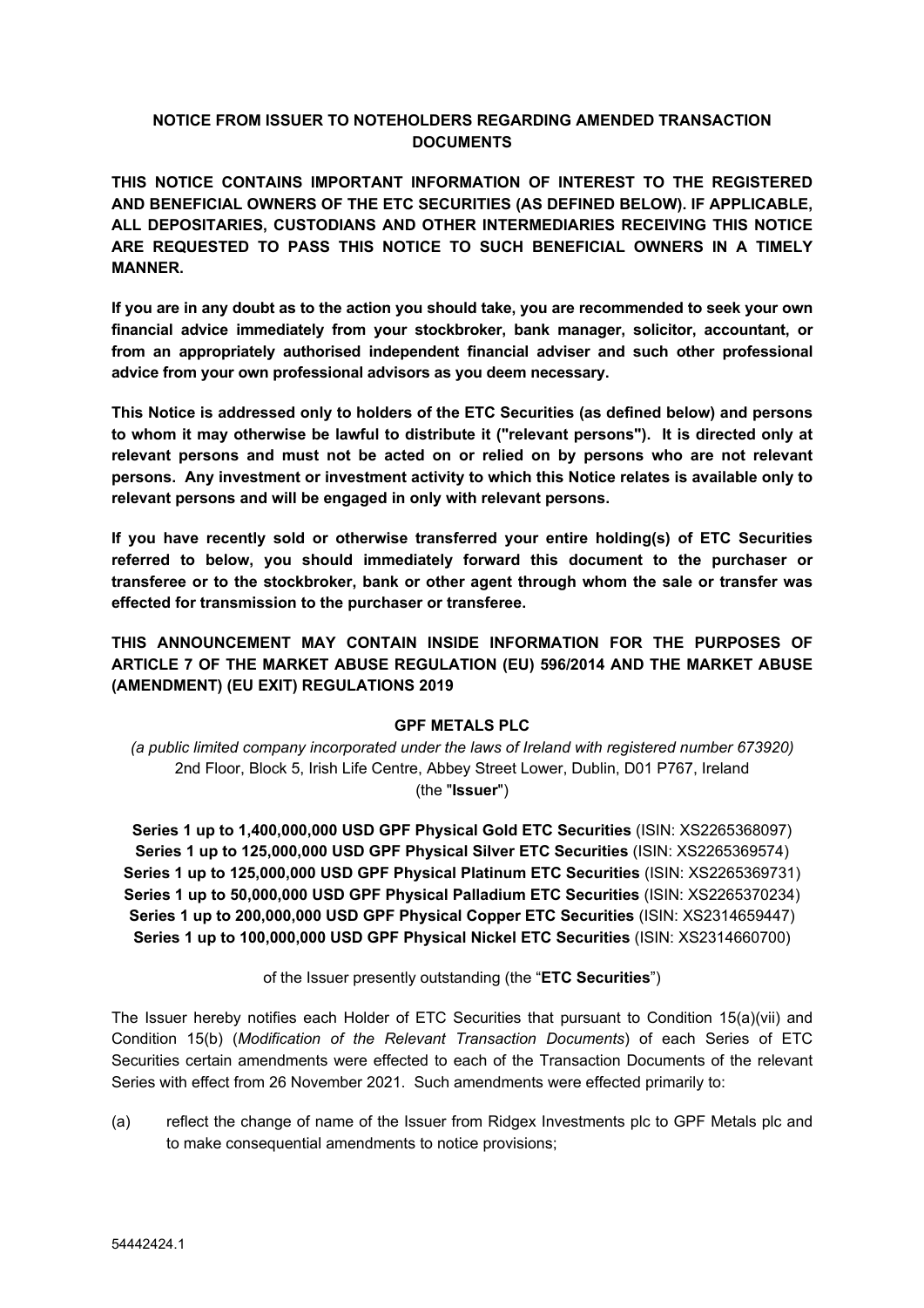**NOTICE FROM ISSUER TO NOTEHOLDERS REGARDING AMENDED TRANSACTION DOCUMENTS**

**THIS NOTICE CONTAINS IMPORTANT INFORMATION OF INTEREST TO THE REGISTERED AND BENEFICIAL OWNERS OF THE ETC SECURITIES (AS DEFINED BELOW). IF APPLICABLE, ALL DEPOSITARIES, CUSTODIANS AND OTHER INTERMEDIARIES RECEIVING THIS NOTICE ARE REQUESTED TO PASS THIS NOTICE TO SUCH BENEFICIAL OWNERS IN A TIMELY MANNER.**

**If you are in any doubt as to the action you should take, you are recommended to seek your own financial advice immediately from your stockbroker, bank manager, solicitor, accountant, or from an appropriately authorised independent financial adviser and such other professional advice from your own professional advisors as you deem necessary.**

**This Notice is addressed only to holders of the ETC Securities (as defined below) and persons to whom it may otherwise be lawful to distribute it ("relevant persons"). It is directed only at relevant persons and must not be acted on or relied on by persons who are not relevant persons. Any investment or investment activity to which this Notice relates is available only to relevant persons and will be engaged in only with relevant persons.**

**If you have recently sold or otherwise transferred your entire holding(s) of ETC Securities referred to below, you should immediately forward this document to the purchaser or transferee or to the stockbroker, bank or other agent through whom the sale or transfer was effected for transmission to the purchaser or transferee.**

**THIS ANNOUNCEMENT MAY CONTAIN INSIDE INFORMATION FOR THE PURPOSES OF ARTICLE 7 OF THE MARKET ABUSE REGULATION (EU) 596/2014 AND THE MARKET ABUSE (AMENDMENT) (EU EXIT) REGULATIONS 2019**

**GPF METALS PLC**

*(a public limited company incorporated under the laws of Ireland with registered number 673920)*
2nd Floor, Block 5, Irish Life Centre, Abbey Street Lower, Dublin, D01 P767, Ireland
(the "**Issuer**")

**Series 1 up to 1,400,000,000 USD GPF Physical Gold ETC Securities** (ISIN: XS2265368097)
**Series 1 up to 125,000,000 USD GPF Physical Silver ETC Securities** (ISIN: XS2265369574)
**Series 1 up to 125,000,000 USD GPF Physical Platinum ETC Securities** (ISIN: XS2265369731)
**Series 1 up to 50,000,000 USD GPF Physical Palladium ETC Securities** (ISIN: XS2265370234)
**Series 1 up to 200,000,000 USD GPF Physical Copper ETC Securities** (ISIN: XS2314659447)
**Series 1 up to 100,000,000 USD GPF Physical Nickel ETC Securities** (ISIN: XS2314660700)

of the Issuer presently outstanding (the "**ETC Securities**")

The Issuer hereby notifies each Holder of ETC Securities that pursuant to Condition 15(a)(vii) and Condition 15(b) (*Modification of the Relevant Transaction Documents*) of each Series of ETC Securities certain amendments were effected to each of the Transaction Documents of the relevant Series with effect from 26 November 2021. Such amendments were effected primarily to:

(a) reflect the change of name of the Issuer from Ridgex Investments plc to GPF Metals plc and to make consequential amendments to notice provisions;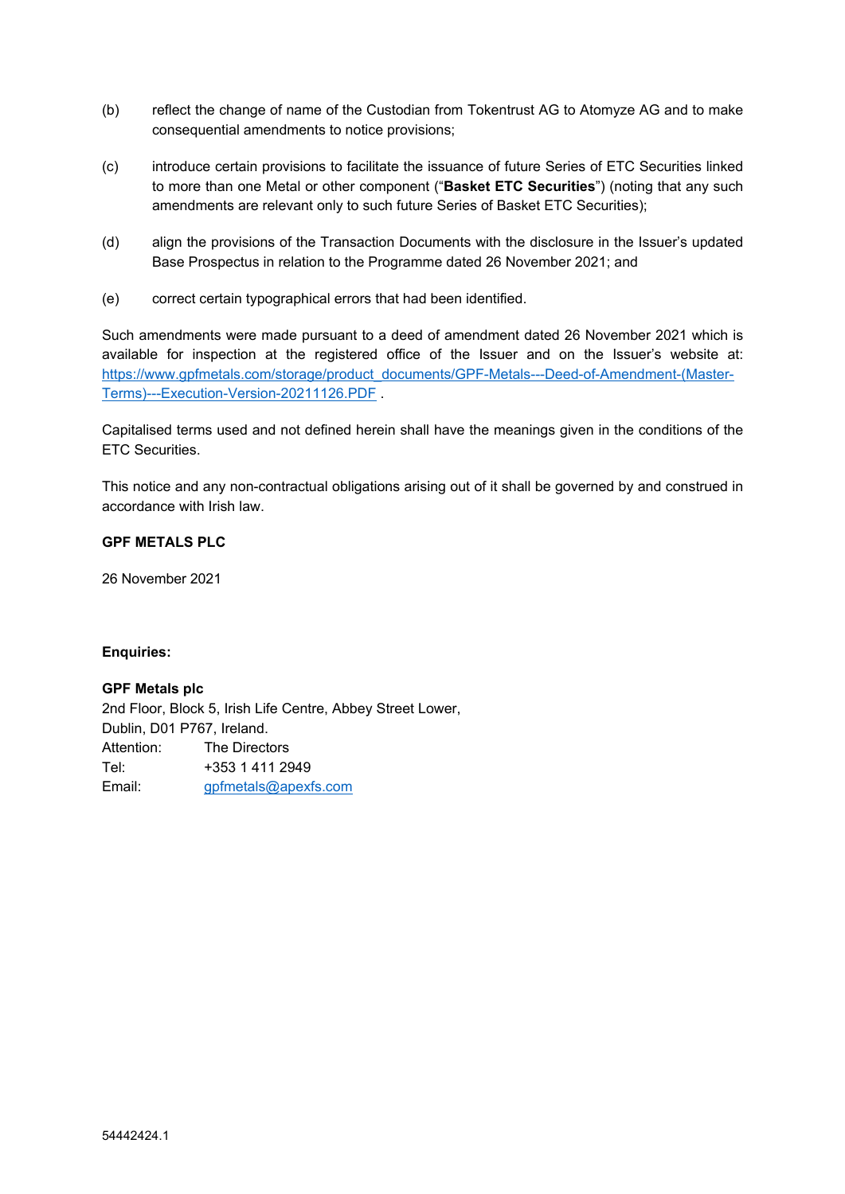(b) reflect the change of name of the Custodian from Tokentrust AG to Atomyze AG and to make consequential amendments to notice provisions;

(c) introduce certain provisions to facilitate the issuance of future Series of ETC Securities linked to more than one Metal or other component ("**Basket ETC Securities**") (noting that any such amendments are relevant only to such future Series of Basket ETC Securities);

(d) align the provisions of the Transaction Documents with the disclosure in the Issuer's updated Base Prospectus in relation to the Programme dated 26 November 2021; and

(e) correct certain typographical errors that had been identified.

Such amendments were made pursuant to a deed of amendment dated 26 November 2021 which is available for inspection at the registered office of the Issuer and on the Issuer's website at: [https://www.gpfmetals.com/storage/product_documents/GPF-Metals---Deed-of-Amendment-(Master-Terms)---Execution-Version-20211126.PDF](https://www.gpfmetals.com/storage/product_documents/GPF-Metals---Deed-of-Amendment-(Master-Terms)---Execution-Version-20211126.PDF) .

Capitalised terms used and not defined herein shall have the meanings given in the conditions of the ETC Securities.

This notice and any non-contractual obligations arising out of it shall be governed by and construed in accordance with Irish law.

**GPF METALS PLC**

26 November 2021

**Enquiries:**

**GPF Metals plc**
2nd Floor, Block 5, Irish Life Centre, Abbey Street Lower,
Dublin, D01 P767, Ireland.

| | |
|---|---|
| Attention: | The Directors |
| Tel: | +353 1 411 2949 |
| Email: | [gpfmetals@apexfs.com](mailto:gpfmetals@apexfs.com) |

54442424.1